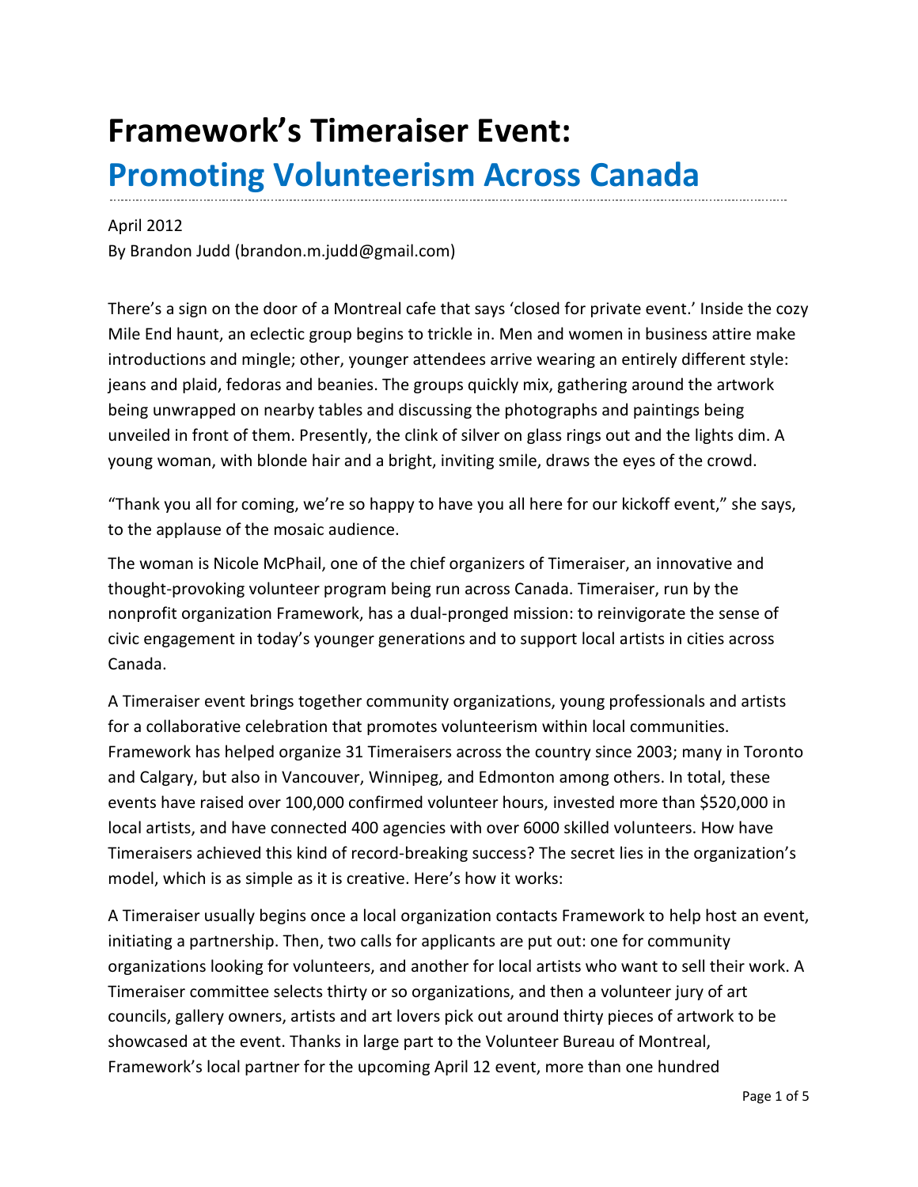# Framework's Timeraiser Event:

## Promoting Volunteerism Across Canada

April 2012

By Brandon Judd (brandon.m.judd@gmail.com)

There's a sign on the door of a Montreal cafe that says 'closed for private event.' Inside the cozy Mile End haunt, an eclectic group begins to trickle in. Men and women in business attire make introductions and mingle; other, younger attendees arrive wearing an entirely different style: jeans and plaid, fedoras and beanies. The groups quickly mix, gathering around the artwork being unwrapped on nearby tables and discussing the photographs and paintings being unveiled in front of them. Presently, the clink of silver on glass rings out and the lights dim. A young woman, with blonde hair and a bright, inviting smile, draws the eyes of the crowd.

"Thank you all for coming, we're so happy to have you all here for our kickoff event," she says, to the applause of the mosaic audience.

The woman is Nicole McPhail, one of the chief organizers of Timeraiser, an innovative and thought-provoking volunteer program being run across Canada. Timeraiser, run by the nonprofit organization Framework, has a dual-pronged mission: to reinvigorate the sense of civic engagement in today's younger generations and to support local artists in cities across Canada.

A Timeraiser event brings together community organizations, young professionals and artists for a collaborative celebration that promotes volunteerism within local communities. Framework has helped organize 31 Timeraisers across the country since 2003; many in Toronto and Calgary, but also in Vancouver, Winnipeg, and Edmonton among others. In total, these events have raised over 100,000 confirmed volunteer hours, invested more than $520,000 in local artists, and have connected 400 agencies with over 6000 skilled volunteers. How have Timeraisers achieved this kind of record-breaking success? The secret lies in the organization's model, which is as simple as it is creative. Here's how it works:

A Timeraiser usually begins once a local organization contacts Framework to help host an event, initiating a partnership. Then, two calls for applicants are put out: one for community organizations looking for volunteers, and another for local artists who want to sell their work. A Timeraiser committee selects thirty or so organizations, and then a volunteer jury of art councils, gallery owners, artists and art lovers pick out around thirty pieces of artwork to be showcased at the event. Thanks in large part to the Volunteer Bureau of Montreal, Framework's local partner for the upcoming April 12 event, more than one hundred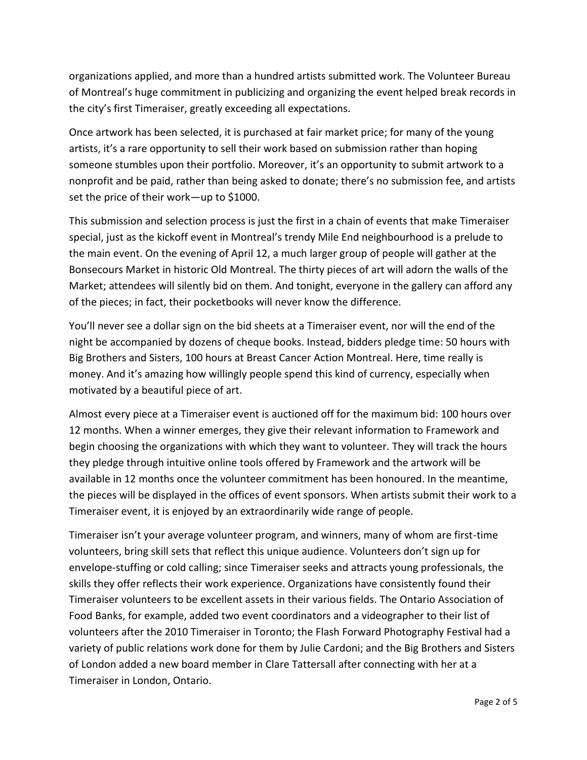organizations applied, and more than a hundred artists submitted work. The Volunteer Bureau of Montreal's huge commitment in publicizing and organizing the event helped break records in the city's first Timeraiser, greatly exceeding all expectations.

Once artwork has been selected, it is purchased at fair market price; for many of the young artists, it's a rare opportunity to sell their work based on submission rather than hoping someone stumbles upon their portfolio. Moreover, it's an opportunity to submit artwork to a nonprofit and be paid, rather than being asked to donate; there's no submission fee, and artists set the price of their work—up to $1000.

This submission and selection process is just the first in a chain of events that make Timeraiser special, just as the kickoff event in Montreal's trendy Mile End neighbourhood is a prelude to the main event. On the evening of April 12, a much larger group of people will gather at the Bonsecours Market in historic Old Montreal. The thirty pieces of art will adorn the walls of the Market; attendees will silently bid on them. And tonight, everyone in the gallery can afford any of the pieces; in fact, their pocketbooks will never know the difference.

You'll never see a dollar sign on the bid sheets at a Timeraiser event, nor will the end of the night be accompanied by dozens of cheque books. Instead, bidders pledge time: 50 hours with Big Brothers and Sisters, 100 hours at Breast Cancer Action Montreal. Here, time really is money. And it's amazing how willingly people spend this kind of currency, especially when motivated by a beautiful piece of art.

Almost every piece at a Timeraiser event is auctioned off for the maximum bid: 100 hours over 12 months. When a winner emerges, they give their relevant information to Framework and begin choosing the organizations with which they want to volunteer. They will track the hours they pledge through intuitive online tools offered by Framework and the artwork will be available in 12 months once the volunteer commitment has been honoured. In the meantime, the pieces will be displayed in the offices of event sponsors. When artists submit their work to a Timeraiser event, it is enjoyed by an extraordinarily wide range of people.

Timeraiser isn't your average volunteer program, and winners, many of whom are first-time volunteers, bring skill sets that reflect this unique audience. Volunteers don't sign up for envelope-stuffing or cold calling; since Timeraiser seeks and attracts young professionals, the skills they offer reflects their work experience. Organizations have consistently found their Timeraiser volunteers to be excellent assets in their various fields. The Ontario Association of Food Banks, for example, added two event coordinators and a videographer to their list of volunteers after the 2010 Timeraiser in Toronto; the Flash Forward Photography Festival had a variety of public relations work done for them by Julie Cardoni; and the Big Brothers and Sisters of London added a new board member in Clare Tattersall after connecting with her at a Timeraiser in London, Ontario.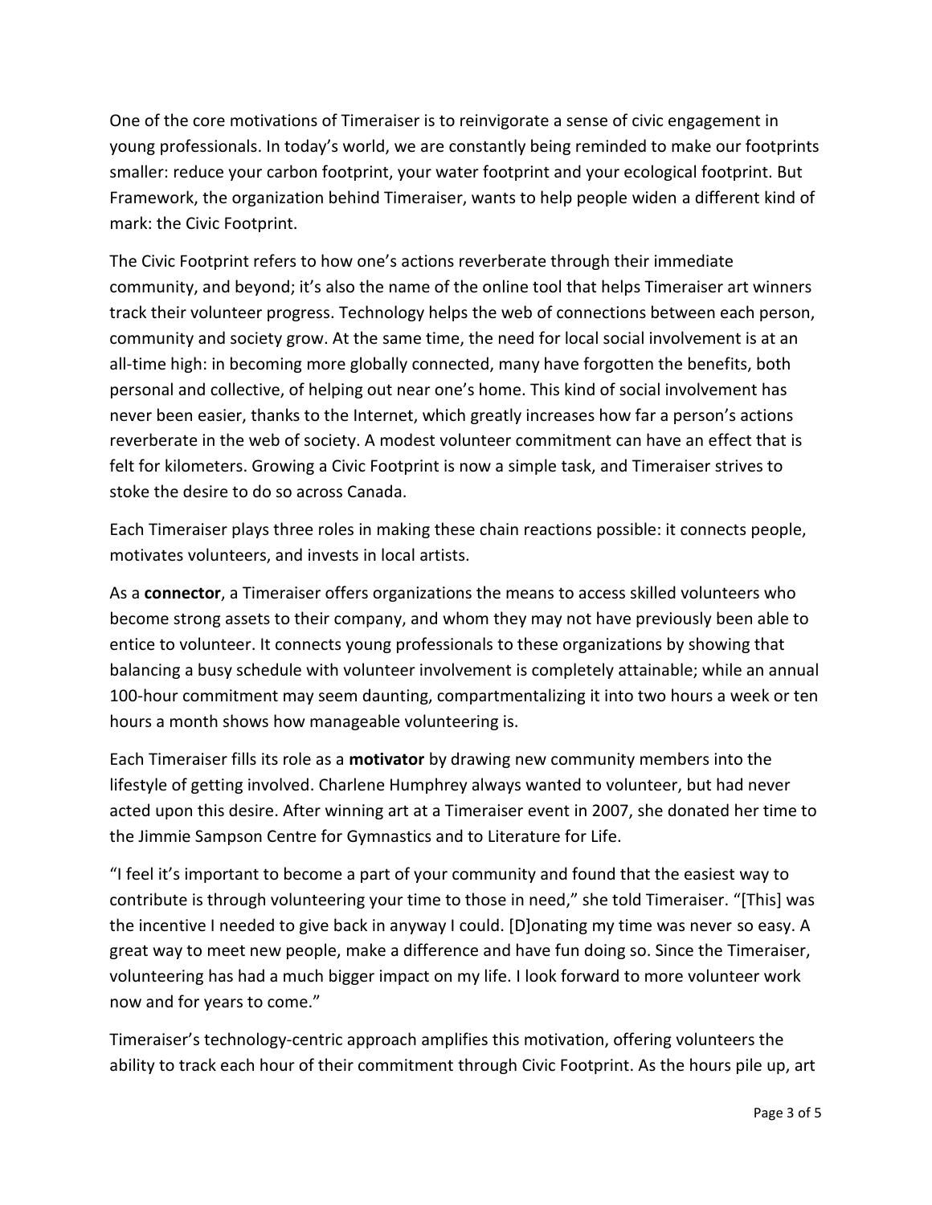One of the core motivations of Timeraiser is to reinvigorate a sense of civic engagement in young professionals. In today's world, we are constantly being reminded to make our footprints smaller: reduce your carbon footprint, your water footprint and your ecological footprint. But Framework, the organization behind Timeraiser, wants to help people widen a different kind of mark: the Civic Footprint.

The Civic Footprint refers to how one's actions reverberate through their immediate community, and beyond; it's also the name of the online tool that helps Timeraiser art winners track their volunteer progress. Technology helps the web of connections between each person, community and society grow. At the same time, the need for local social involvement is at an all-time high: in becoming more globally connected, many have forgotten the benefits, both personal and collective, of helping out near one's home. This kind of social involvement has never been easier, thanks to the Internet, which greatly increases how far a person's actions reverberate in the web of society. A modest volunteer commitment can have an effect that is felt for kilometers. Growing a Civic Footprint is now a simple task, and Timeraiser strives to stoke the desire to do so across Canada.

Each Timeraiser plays three roles in making these chain reactions possible: it connects people, motivates volunteers, and invests in local artists.

As a **connector**, a Timeraiser offers organizations the means to access skilled volunteers who become strong assets to their company, and whom they may not have previously been able to entice to volunteer. It connects young professionals to these organizations by showing that balancing a busy schedule with volunteer involvement is completely attainable; while an annual 100-hour commitment may seem daunting, compartmentalizing it into two hours a week or ten hours a month shows how manageable volunteering is.

Each Timeraiser fills its role as a **motivator** by drawing new community members into the lifestyle of getting involved. Charlene Humphrey always wanted to volunteer, but had never acted upon this desire. After winning art at a Timeraiser event in 2007, she donated her time to the Jimmie Sampson Centre for Gymnastics and to Literature for Life.

"I feel it's important to become a part of your community and found that the easiest way to contribute is through volunteering your time to those in need," she told Timeraiser. "[This] was the incentive I needed to give back in anyway I could. [D]onating my time was never so easy. A great way to meet new people, make a difference and have fun doing so. Since the Timeraiser, volunteering has had a much bigger impact on my life. I look forward to more volunteer work now and for years to come."

Timeraiser's technology-centric approach amplifies this motivation, offering volunteers the ability to track each hour of their commitment through Civic Footprint. As the hours pile up, art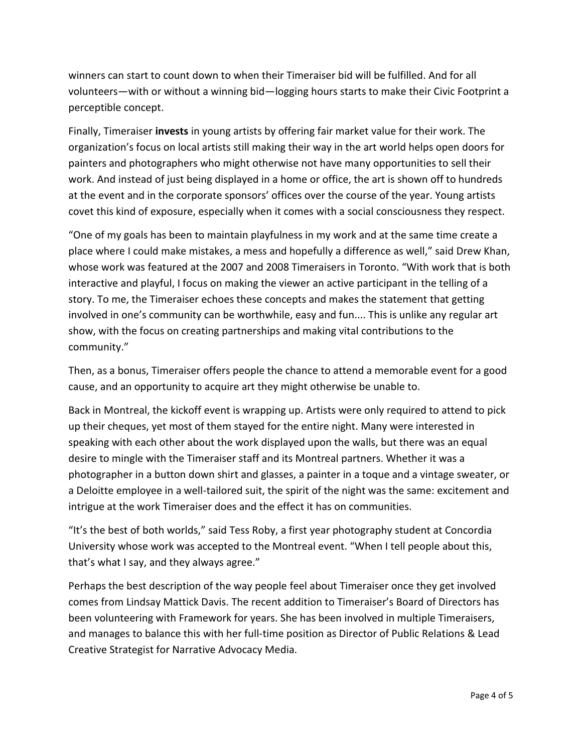winners can start to count down to when their Timeraiser bid will be fulfilled. And for all volunteers—with or without a winning bid—logging hours starts to make their Civic Footprint a perceptible concept.

Finally, Timeraiser **invests** in young artists by offering fair market value for their work. The organization's focus on local artists still making their way in the art world helps open doors for painters and photographers who might otherwise not have many opportunities to sell their work. And instead of just being displayed in a home or office, the art is shown off to hundreds at the event and in the corporate sponsors' offices over the course of the year. Young artists covet this kind of exposure, especially when it comes with a social consciousness they respect.

"One of my goals has been to maintain playfulness in my work and at the same time create a place where I could make mistakes, a mess and hopefully a difference as well," said Drew Khan, whose work was featured at the 2007 and 2008 Timeraisers in Toronto. "With work that is both interactive and playful, I focus on making the viewer an active participant in the telling of a story. To me, the Timeraiser echoes these concepts and makes the statement that getting involved in one's community can be worthwhile, easy and fun.... This is unlike any regular art show, with the focus on creating partnerships and making vital contributions to the community."

Then, as a bonus, Timeraiser offers people the chance to attend a memorable event for a good cause, and an opportunity to acquire art they might otherwise be unable to.

Back in Montreal, the kickoff event is wrapping up. Artists were only required to attend to pick up their cheques, yet most of them stayed for the entire night. Many were interested in speaking with each other about the work displayed upon the walls, but there was an equal desire to mingle with the Timeraiser staff and its Montreal partners. Whether it was a photographer in a button down shirt and glasses, a painter in a toque and a vintage sweater, or a Deloitte employee in a well-tailored suit, the spirit of the night was the same: excitement and intrigue at the work Timeraiser does and the effect it has on communities.

"It's the best of both worlds," said Tess Roby, a first year photography student at Concordia University whose work was accepted to the Montreal event. "When I tell people about this, that's what I say, and they always agree."

Perhaps the best description of the way people feel about Timeraiser once they get involved comes from Lindsay Mattick Davis. The recent addition to Timeraiser's Board of Directors has been volunteering with Framework for years. She has been involved in multiple Timeraisers, and manages to balance this with her full-time position as Director of Public Relations & Lead Creative Strategist for Narrative Advocacy Media.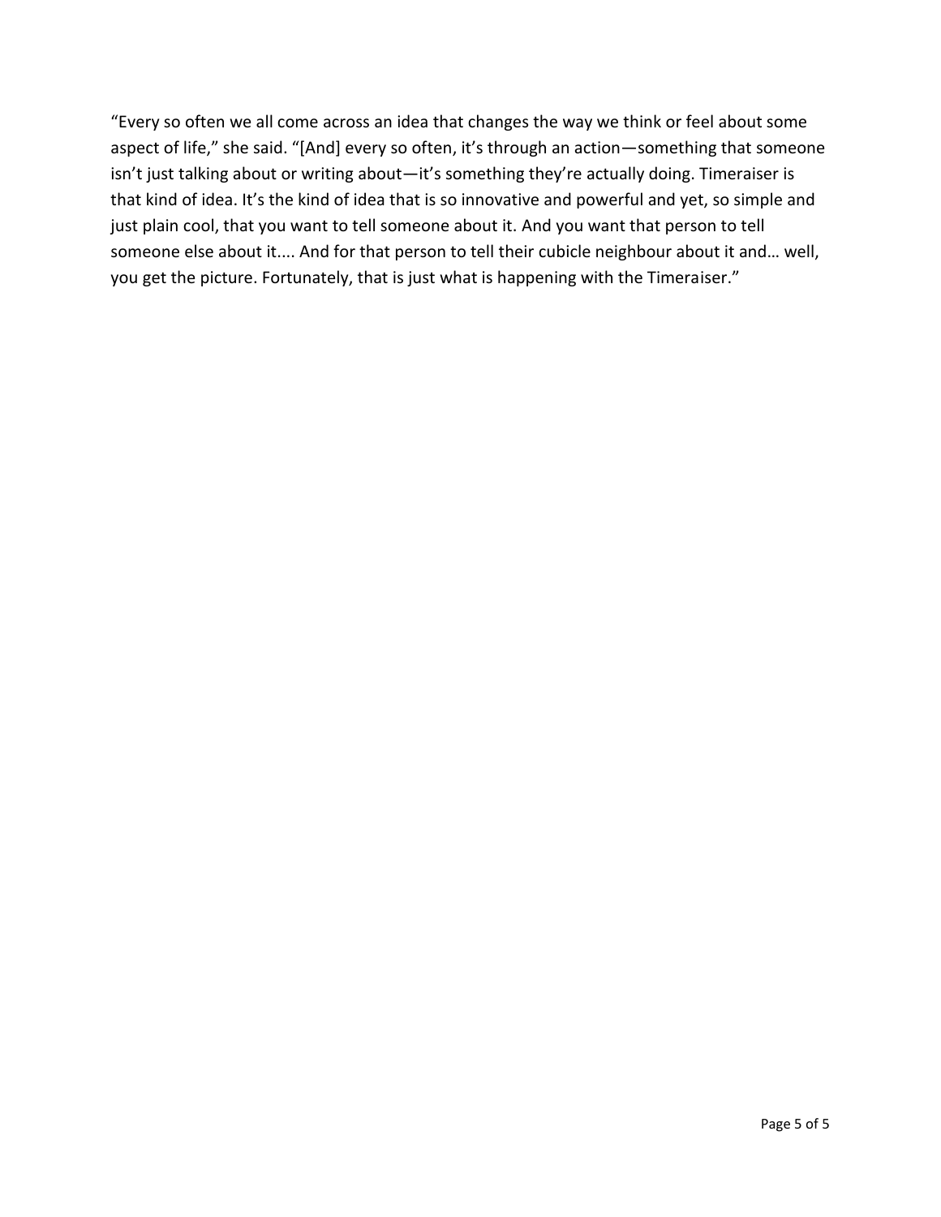"Every so often we all come across an idea that changes the way we think or feel about some aspect of life," she said. "[And] every so often, it's through an action—something that someone isn't just talking about or writing about—it's something they're actually doing. Timeraiser is that kind of idea. It's the kind of idea that is so innovative and powerful and yet, so simple and just plain cool, that you want to tell someone about it. And you want that person to tell someone else about it.... And for that person to tell their cubicle neighbour about it and… well, you get the picture. Fortunately, that is just what is happening with the Timeraiser."